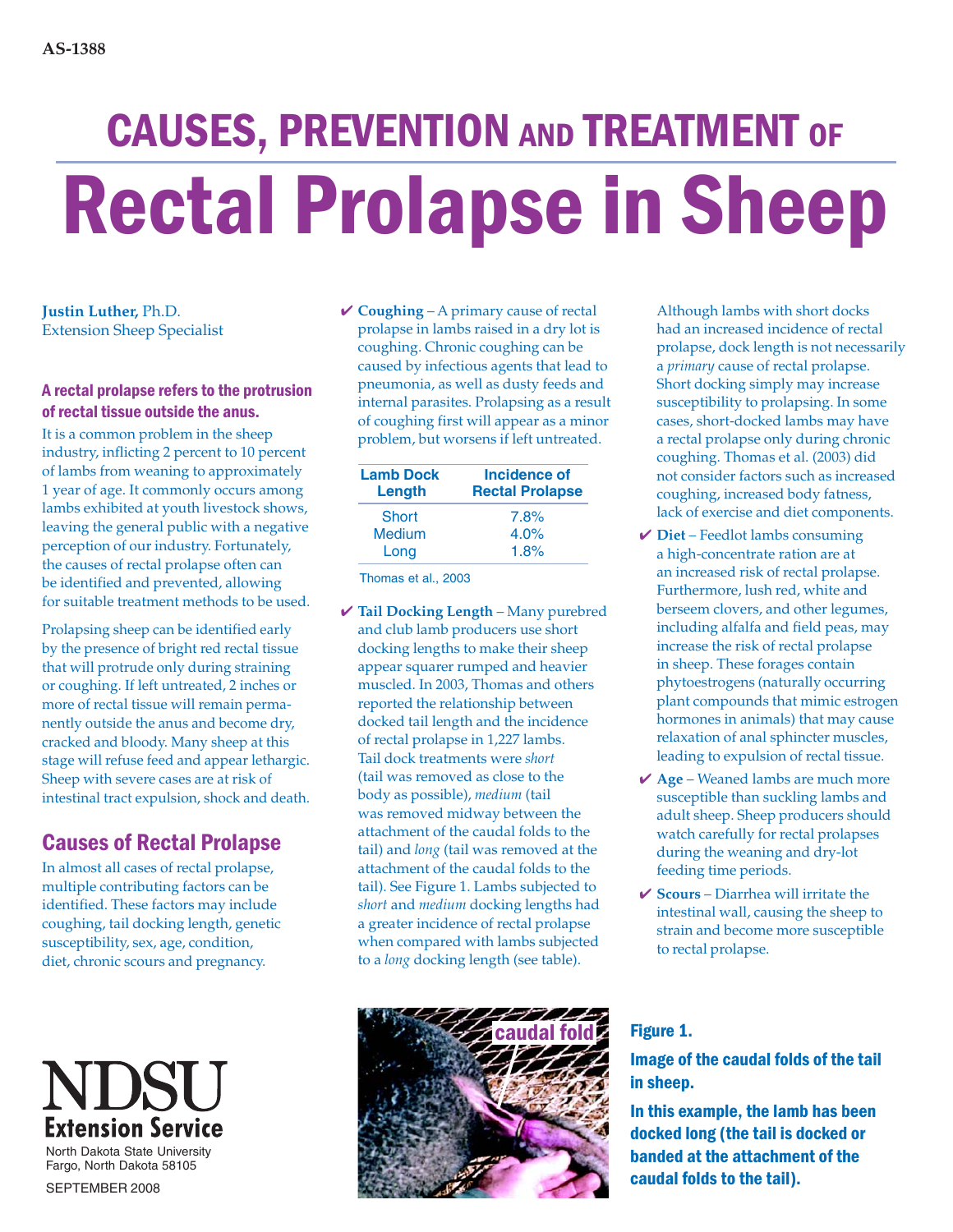AS-1388

# CAUSES, PREVENTION AND TREATMENT OF Rectal Prolapse in Sheep

**Justin Luther,** Ph.D.
Extension Sheep Specialist

### A rectal prolapse refers to the protrusion of rectal tissue outside the anus.

It is a common problem in the sheep industry, inflicting 2 percent to 10 percent of lambs from weaning to approximately 1 year of age. It commonly occurs among lambs exhibited at youth livestock shows, leaving the general public with a negative perception of our industry. Fortunately, the causes of rectal prolapse often can be identified and prevented, allowing for suitable treatment methods to be used.

Prolapsing sheep can be identified early by the presence of bright red rectal tissue that will protrude only during straining or coughing. If left untreated, 2 inches or more of rectal tissue will remain permanently outside the anus and become dry, cracked and bloody. Many sheep at this stage will refuse feed and appear lethargic. Sheep with severe cases are at risk of intestinal tract expulsion, shock and death.

## Causes of Rectal Prolapse

In almost all cases of rectal prolapse, multiple contributing factors can be identified. These factors may include coughing, tail docking length, genetic susceptibility, sex, age, condition, diet, chronic scours and pregnancy.

- ✔ **Coughing** – A primary cause of rectal prolapse in lambs raised in a dry lot is coughing. Chronic coughing can be caused by infectious agents that lead to pneumonia, as well as dusty feeds and internal parasites. Prolapsing as a result of coughing first will appear as a minor problem, but worsens if left untreated.

| Lamb Dock Length | Incidence of Rectal Prolapse |
|---|---|
| Short | 7.8% |
| Medium | 4.0% |
| Long | 1.8% |

Thomas et al., 2003

- ✔ **Tail Docking Length** – Many purebred and club lamb producers use short docking lengths to make their sheep appear squarer rumped and heavier muscled. In 2003, Thomas and others reported the relationship between docked tail length and the incidence of rectal prolapse in 1,227 lambs. Tail dock treatments were *short* (tail was removed as close to the body as possible), *medium* (tail was removed midway between the attachment of the caudal folds to the tail) and *long* (tail was removed at the attachment of the caudal folds to the tail). See Figure 1. Lambs subjected to *short* and *medium* docking lengths had a greater incidence of rectal prolapse when compared with lambs subjected to a *long* docking length (see table).

  Although lambs with short docks had an increased incidence of rectal prolapse, dock length is not necessarily a *primary* cause of rectal prolapse. Short docking simply may increase susceptibility to prolapsing. In some cases, short-docked lambs may have a rectal prolapse only during chronic coughing. Thomas et al. (2003) did not consider factors such as increased coughing, increased body fatness, lack of exercise and diet components.

- ✔ **Diet** – Feedlot lambs consuming a high-concentrate ration are at an increased risk of rectal prolapse. Furthermore, lush red, white and berseem clovers, and other legumes, including alfalfa and field peas, may increase the risk of rectal prolapse in sheep. These forages contain phytoestrogens (naturally occurring plant compounds that mimic estrogen hormones in animals) that may cause relaxation of anal sphincter muscles, leading to expulsion of rectal tissue.
- ✔ **Age** – Weaned lambs are much more susceptible than suckling lambs and adult sheep. Sheep producers should watch carefully for rectal prolapses during the weaning and dry-lot feeding time periods.
- ✔ **Scours** – Diarrhea will irritate the intestinal wall, causing the sheep to strain and become more susceptible to rectal prolapse.

caudal fold

**Figure 1.**

**Image of the caudal folds of the tail in sheep.**

**In this example, the lamb has been docked long (the tail is docked or banded at the attachment of the caudal folds to the tail).**

NDSU Extension Service
North Dakota State University
Fargo, North Dakota 58105

SEPTEMBER 2008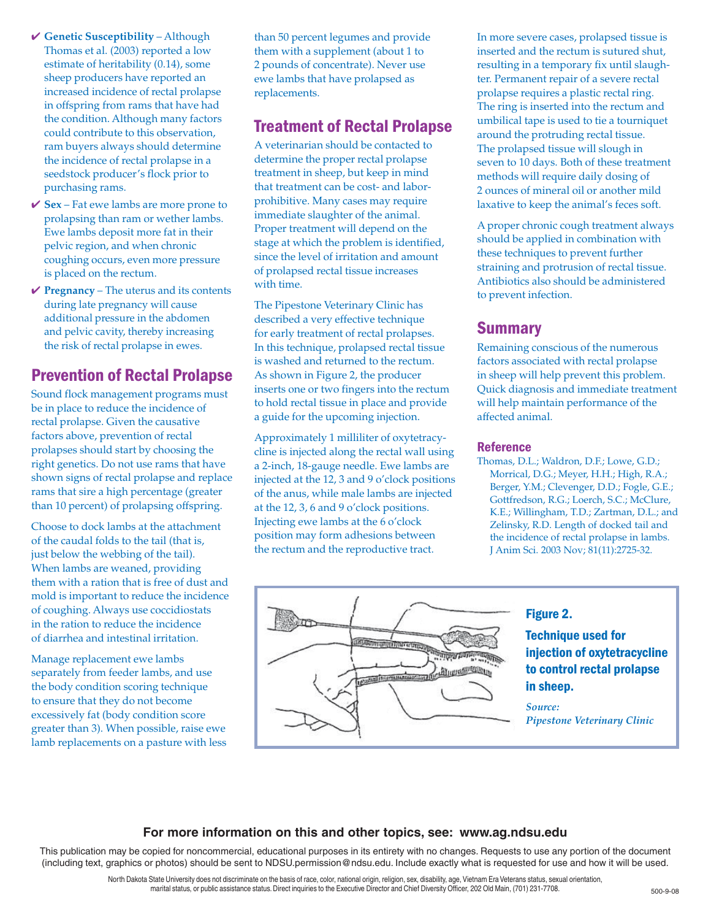- ✔ **Genetic Susceptibility** – Although Thomas et al. (2003) reported a low estimate of heritability (0.14), some sheep producers have reported an increased incidence of rectal prolapse in offspring from rams that have had the condition. Although many factors could contribute to this observation, ram buyers always should determine the incidence of rectal prolapse in a seedstock producer's flock prior to purchasing rams.
- ✔ **Sex** – Fat ewe lambs are more prone to prolapsing than ram or wether lambs. Ewe lambs deposit more fat in their pelvic region, and when chronic coughing occurs, even more pressure is placed on the rectum.
- ✔ **Pregnancy** – The uterus and its contents during late pregnancy will cause additional pressure in the abdomen and pelvic cavity, thereby increasing the risk of rectal prolapse in ewes.

## Prevention of Rectal Prolapse

Sound flock management programs must be in place to reduce the incidence of rectal prolapse. Given the causative factors above, prevention of rectal prolapses should start by choosing the right genetics. Do not use rams that have shown signs of rectal prolapse and replace rams that sire a high percentage (greater than 10 percent) of prolapsing offspring.

Choose to dock lambs at the attachment of the caudal folds to the tail (that is, just below the webbing of the tail). When lambs are weaned, providing them with a ration that is free of dust and mold is important to reduce the incidence of coughing. Always use coccidiostats in the ration to reduce the incidence of diarrhea and intestinal irritation.

Manage replacement ewe lambs separately from feeder lambs, and use the body condition scoring technique to ensure that they do not become excessively fat (body condition score greater than 3). When possible, raise ewe lamb replacements on a pasture with less than 50 percent legumes and provide them with a supplement (about 1 to 2 pounds of concentrate). Never use ewe lambs that have prolapsed as replacements.

## Treatment of Rectal Prolapse

A veterinarian should be contacted to determine the proper rectal prolapse treatment in sheep, but keep in mind that treatment can be cost- and labor-prohibitive. Many cases may require immediate slaughter of the animal. Proper treatment will depend on the stage at which the problem is identified, since the level of irritation and amount of prolapsed rectal tissue increases with time.

The Pipestone Veterinary Clinic has described a very effective technique for early treatment of rectal prolapses. In this technique, prolapsed rectal tissue is washed and returned to the rectum. As shown in Figure 2, the producer inserts one or two fingers into the rectum to hold rectal tissue in place and provide a guide for the upcoming injection.

Approximately 1 milliliter of oxytetracycline is injected along the rectal wall using a 2-inch, 18-gauge needle. Ewe lambs are injected at the 12, 3 and 9 o'clock positions of the anus, while male lambs are injected at the 12, 3, 6 and 9 o'clock positions. Injecting ewe lambs at the 6 o'clock position may form adhesions between the rectum and the reproductive tract.

In more severe cases, prolapsed tissue is inserted and the rectum is sutured shut, resulting in a temporary fix until slaughter. Permanent repair of a severe rectal prolapse requires a plastic rectal ring. The ring is inserted into the rectum and umbilical tape is used to tie a tourniquet around the protruding rectal tissue. The prolapsed tissue will slough in seven to 10 days. Both of these treatment methods will require daily dosing of 2 ounces of mineral oil or another mild laxative to keep the animal's feces soft.

A proper chronic cough treatment always should be applied in combination with these techniques to prevent further straining and protrusion of rectal tissue. Antibiotics also should be administered to prevent infection.

## Summary

Remaining conscious of the numerous factors associated with rectal prolapse in sheep will help prevent this problem. Quick diagnosis and immediate treatment will help maintain performance of the affected animal.

### Reference

Thomas, D.L.; Waldron, D.F.; Lowe, G.D.; Morrical, D.G.; Meyer, H.H.; High, R.A.; Berger, Y.M.; Clevenger, D.D.; Fogle, G.E.; Gottfredson, R.G.; Loerch, S.C.; McClure, K.E.; Willingham, T.D.; Zartman, D.L.; and Zelinsky, R.D. Length of docked tail and the incidence of rectal prolapse in lambs. J Anim Sci. 2003 Nov; 81(11):2725-32.

**Figure 2. Technique used for injection of oxytetracycline to control rectal prolapse in sheep.**

*Source: Pipestone Veterinary Clinic*

**For more information on this and other topics, see: www.ag.ndsu.edu**

This publication may be copied for noncommercial, educational purposes in its entirety with no changes. Requests to use any portion of the document (including text, graphics or photos) should be sent to NDSU.permission@ndsu.edu. Include exactly what is requested for use and how it will be used.

North Dakota State University does not discriminate on the basis of race, color, national origin, religion, sex, disability, age, Vietnam Era Veterans status, sexual orientation, marital status, or public assistance status. Direct inquiries to the Executive Director and Chief Diversity Officer, 202 Old Main, (701) 231-7708.

500-9-08